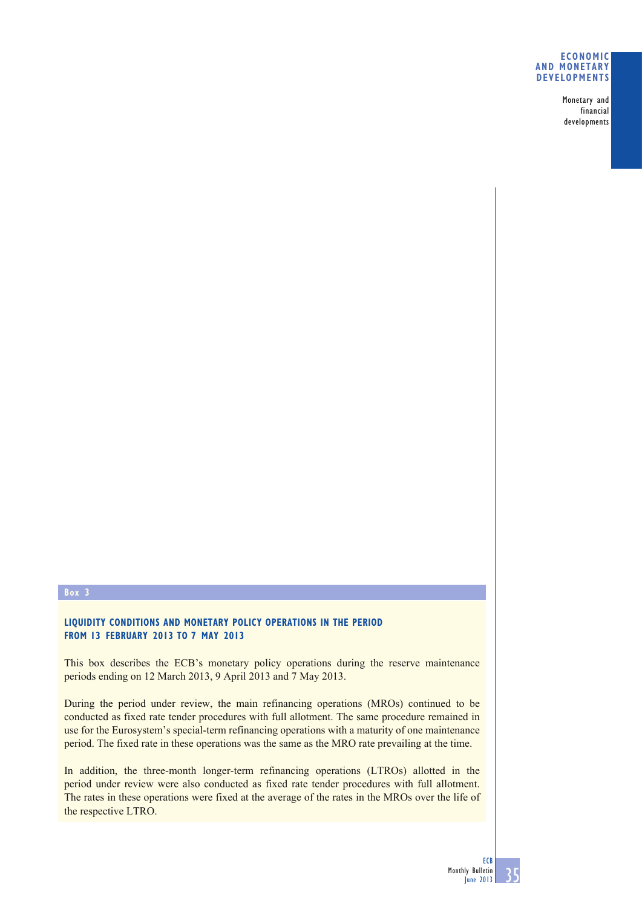Box 3

## LIQUIDITY CONDITIONS AND MONETARY POLICY OPERATIONS IN THE PERIOD FROM 13 FEBRUARY 2013 TO 7 MAY 2013

This box describes the ECB's monetary policy operations during the reserve maintenance periods ending on 12 March 2013, 9 April 2013 and 7 May 2013.

During the period under review, the main refinancing operations (MROs) continued to be conducted as fixed rate tender procedures with full allotment. The same procedure remained in use for the Eurosystem's special-term refinancing operations with a maturity of one maintenance period. The fixed rate in these operations was the same as the MRO rate prevailing at the time.

In addition, the three-month longer-term refinancing operations (LTROs) allotted in the period under review were also conducted as fixed rate tender procedures with full allotment. The rates in these operations were fixed at the average of the rates in the MROs over the life of the respective LTRO.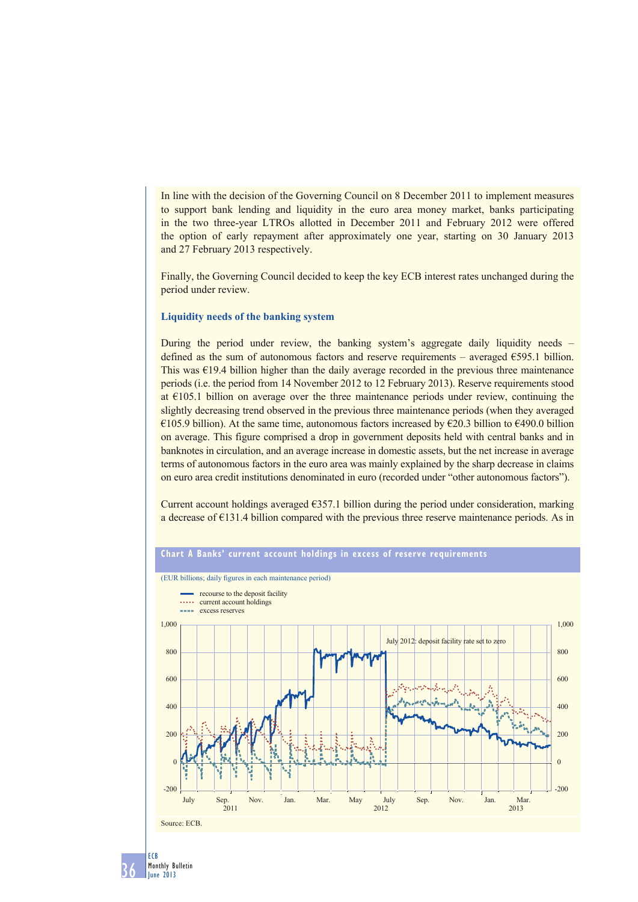In line with the decision of the Governing Council on 8 December 2011 to implement measures to support bank lending and liquidity in the euro area money market, banks participating in the two three-year LTROs allotted in December 2011 and February 2012 were offered the option of early repayment after approximately one year, starting on 30 January 2013 and 27 February 2013 respectively.

Finally, the Governing Council decided to keep the key ECB interest rates unchanged during the period under review.

### Liquidity needs of the banking system

During the period under review, the banking system's aggregate daily liquidity needs – defined as the sum of autonomous factors and reserve requirements – averaged €595.1 billion. This was €19.4 billion higher than the daily average recorded in the previous three maintenance periods (i.e. the period from 14 November 2012 to 12 February 2013). Reserve requirements stood at €105.1 billion on average over the three maintenance periods under review, continuing the slightly decreasing trend observed in the previous three maintenance periods (when they averaged €105.9 billion). At the same time, autonomous factors increased by €20.3 billion to €490.0 billion on average. This figure comprised a drop in government deposits held with central banks and in banknotes in circulation, and an average increase in domestic assets, but the net increase in average terms of autonomous factors in the euro area was mainly explained by the sharp decrease in claims on euro area credit institutions denominated in euro (recorded under "other autonomous factors").

Current account holdings averaged €357.1 billion during the period under consideration, marking a decrease of €131.4 billion compared with the previous three reserve maintenance periods. As in

**Chart A Banks' current account holdings in excess of reserve requirements**

(EUR billions; daily figures in each maintenance period)

Source: ECB.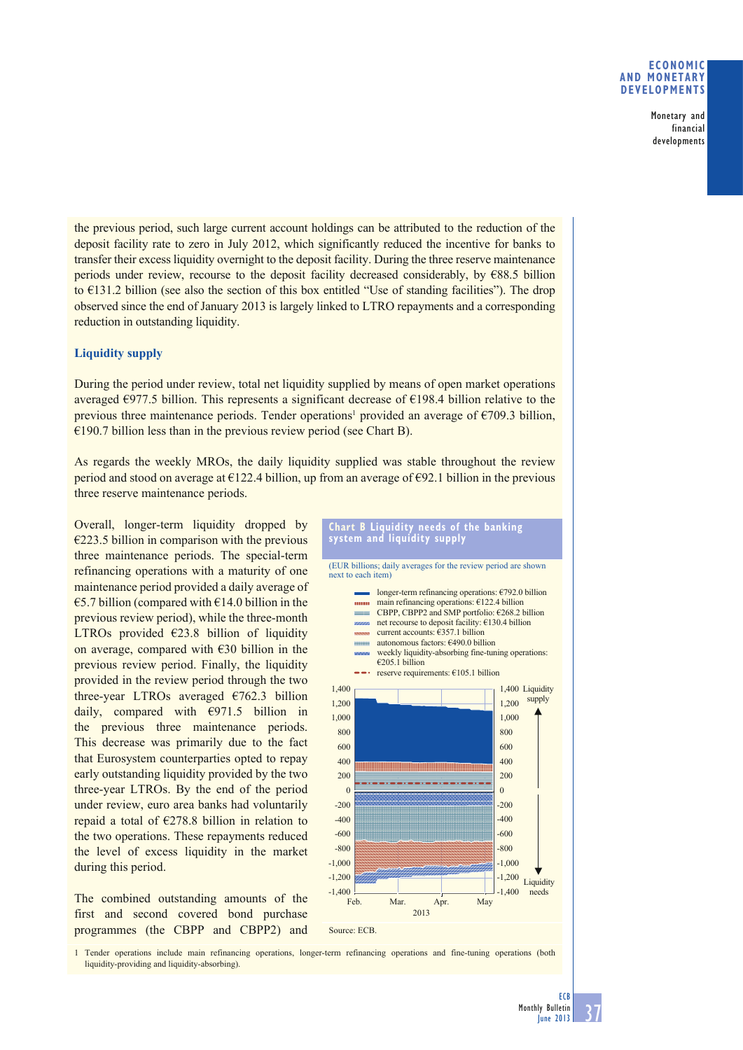the previous period, such large current account holdings can be attributed to the reduction of the deposit facility rate to zero in July 2012, which significantly reduced the incentive for banks to transfer their excess liquidity overnight to the deposit facility. During the three reserve maintenance periods under review, recourse to the deposit facility decreased considerably, by €88.5 billion to €131.2 billion (see also the section of this box entitled "Use of standing facilities"). The drop observed since the end of January 2013 is largely linked to LTRO repayments and a corresponding reduction in outstanding liquidity.

### Liquidity supply

During the period under review, total net liquidity supplied by means of open market operations averaged €977.5 billion. This represents a significant decrease of €198.4 billion relative to the previous three maintenance periods. Tender operations[1] provided an average of €709.3 billion, €190.7 billion less than in the previous review period (see Chart B).

As regards the weekly MROs, the daily liquidity supplied was stable throughout the review period and stood on average at €122.4 billion, up from an average of €92.1 billion in the previous three reserve maintenance periods.

Overall, longer-term liquidity dropped by €223.5 billion in comparison with the previous three maintenance periods. The special-term refinancing operations with a maturity of one maintenance period provided a daily average of €5.7 billion (compared with €14.0 billion in the previous review period), while the three-month LTROs provided €23.8 billion of liquidity on average, compared with €30 billion in the previous review period. Finally, the liquidity provided in the review period through the two three-year LTROs averaged €762.3 billion daily, compared with €971.5 billion in the previous three maintenance periods. This decrease was primarily due to the fact that Eurosystem counterparties opted to repay early outstanding liquidity provided by the two three-year LTROs. By the end of the period under review, euro area banks had voluntarily repaid a total of €278.8 billion in relation to the two operations. These repayments reduced the level of excess liquidity in the market during this period.

The combined outstanding amounts of the first and second covered bond purchase programmes (the CBPP and CBPP2) and

**Chart B Liquidity needs of the banking system and liquidity supply**

(EUR billions; daily averages for the review period are shown next to each item)

- longer-term refinancing operations: €792.0 billion
- main refinancing operations: €122.4 billion
- CBPP, CBPP2 and SMP portfolio: €268.2 billion
- net recourse to deposit facility: €130.4 billion
- current accounts: €357.1 billion
- autonomous factors: €490.0 billion
- weekly liquidity-absorbing fine-tuning operations: €205.1 billion
- reserve requirements: €105.1 billion

Source: ECB.

1 Tender operations include main refinancing operations, longer-term refinancing operations and fine-tuning operations (both liquidity-providing and liquidity-absorbing).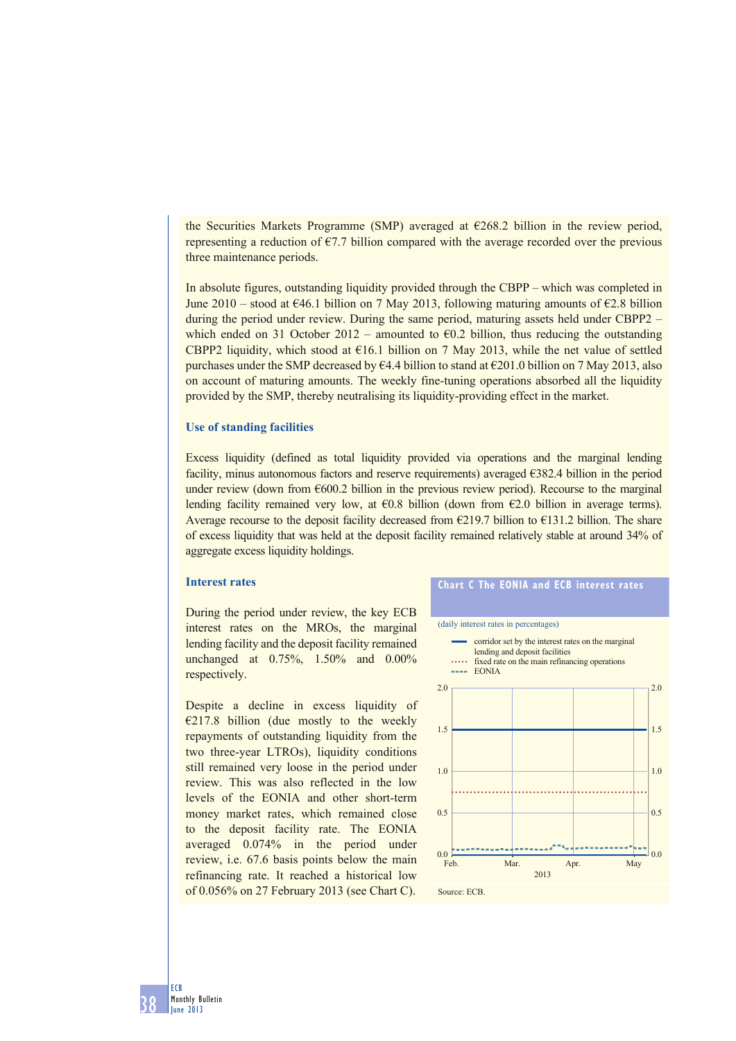the Securities Markets Programme (SMP) averaged at €268.2 billion in the review period, representing a reduction of €7.7 billion compared with the average recorded over the previous three maintenance periods.

In absolute figures, outstanding liquidity provided through the CBPP – which was completed in June 2010 – stood at €46.1 billion on 7 May 2013, following maturing amounts of €2.8 billion during the period under review. During the same period, maturing assets held under CBPP2 – which ended on 31 October 2012 – amounted to €0.2 billion, thus reducing the outstanding CBPP2 liquidity, which stood at €16.1 billion on 7 May 2013, while the net value of settled purchases under the SMP decreased by €4.4 billion to stand at €201.0 billion on 7 May 2013, also on account of maturing amounts. The weekly fine-tuning operations absorbed all the liquidity provided by the SMP, thereby neutralising its liquidity-providing effect in the market.

### Use of standing facilities

Excess liquidity (defined as total liquidity provided via operations and the marginal lending facility, minus autonomous factors and reserve requirements) averaged €382.4 billion in the period under review (down from €600.2 billion in the previous review period). Recourse to the marginal lending facility remained very low, at €0.8 billion (down from €2.0 billion in average terms). Average recourse to the deposit facility decreased from €219.7 billion to €131.2 billion. The share of excess liquidity that was held at the deposit facility remained relatively stable at around 34% of aggregate excess liquidity holdings.

### Interest rates

During the period under review, the key ECB interest rates on the MROs, the marginal lending facility and the deposit facility remained unchanged at 0.75%, 1.50% and 0.00% respectively.

Despite a decline in excess liquidity of €217.8 billion (due mostly to the weekly repayments of outstanding liquidity from the two three-year LTROs), liquidity conditions still remained very loose in the period under review. This was also reflected in the low levels of the EONIA and other short-term money market rates, which remained close to the deposit facility rate. The EONIA averaged 0.074% in the period under review, i.e. 67.6 basis points below the main refinancing rate. It reached a historical low of 0.056% on 27 February 2013 (see Chart C).

**Chart C The EONIA and ECB interest rates**

(daily interest rates in percentages)

corridor set by the interest rates on the marginal lending and deposit facilities
fixed rate on the main refinancing operations
EONIA

2.0
1.5
1.0
0.5
0.0

Feb. Mar. Apr. May
2013

Source: ECB.